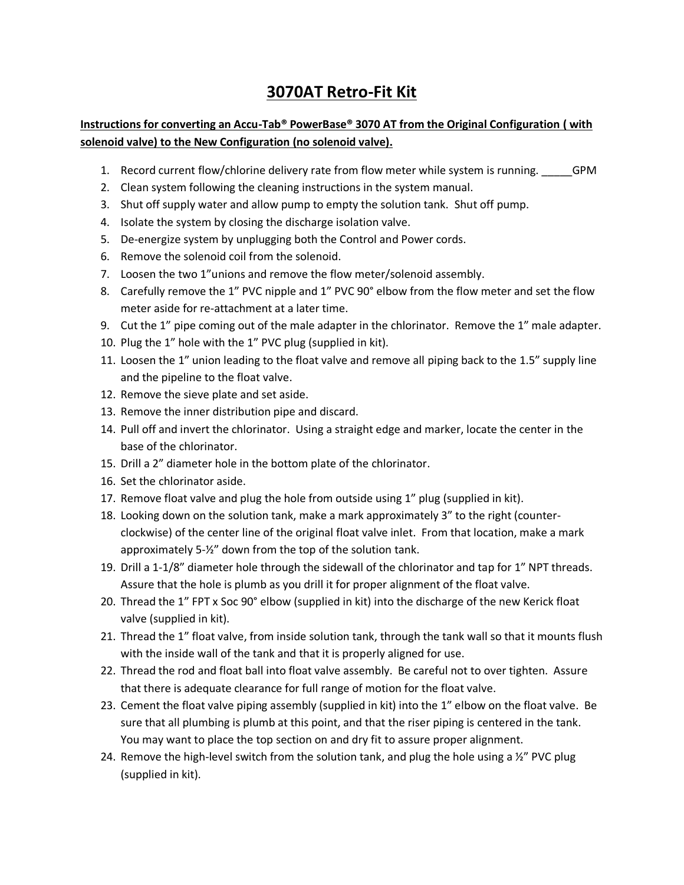# 3070AT Retro-Fit Kit

**Instructions for converting an Accu-Tab® PowerBase® 3070 AT from the Original Configuration ( with solenoid valve) to the New Configuration (no solenoid valve).**

1. Record current flow/chlorine delivery rate from flow meter while system is running. _____GPM
2. Clean system following the cleaning instructions in the system manual.
3. Shut off supply water and allow pump to empty the solution tank. Shut off pump.
4. Isolate the system by closing the discharge isolation valve.
5. De-energize system by unplugging both the Control and Power cords.
6. Remove the solenoid coil from the solenoid.
7. Loosen the two 1”unions and remove the flow meter/solenoid assembly.
8. Carefully remove the 1” PVC nipple and 1” PVC 90° elbow from the flow meter and set the flow meter aside for re-attachment at a later time.
9. Cut the 1” pipe coming out of the male adapter in the chlorinator. Remove the 1” male adapter.
10. Plug the 1” hole with the 1” PVC plug (supplied in kit).
11. Loosen the 1” union leading to the float valve and remove all piping back to the 1.5” supply line and the pipeline to the float valve.
12. Remove the sieve plate and set aside.
13. Remove the inner distribution pipe and discard.
14. Pull off and invert the chlorinator. Using a straight edge and marker, locate the center in the base of the chlorinator.
15. Drill a 2” diameter hole in the bottom plate of the chlorinator.
16. Set the chlorinator aside.
17. Remove float valve and plug the hole from outside using 1” plug (supplied in kit).
18. Looking down on the solution tank, make a mark approximately 3” to the right (counter-clockwise) of the center line of the original float valve inlet. From that location, make a mark approximately 5-½” down from the top of the solution tank.
19. Drill a 1-1/8” diameter hole through the sidewall of the chlorinator and tap for 1” NPT threads. Assure that the hole is plumb as you drill it for proper alignment of the float valve.
20. Thread the 1” FPT x Soc 90° elbow (supplied in kit) into the discharge of the new Kerick float valve (supplied in kit).
21. Thread the 1” float valve, from inside solution tank, through the tank wall so that it mounts flush with the inside wall of the tank and that it is properly aligned for use.
22. Thread the rod and float ball into float valve assembly. Be careful not to over tighten. Assure that there is adequate clearance for full range of motion for the float valve.
23. Cement the float valve piping assembly (supplied in kit) into the 1” elbow on the float valve. Be sure that all plumbing is plumb at this point, and that the riser piping is centered in the tank. You may want to place the top section on and dry fit to assure proper alignment.
24. Remove the high-level switch from the solution tank, and plug the hole using a ½” PVC plug (supplied in kit).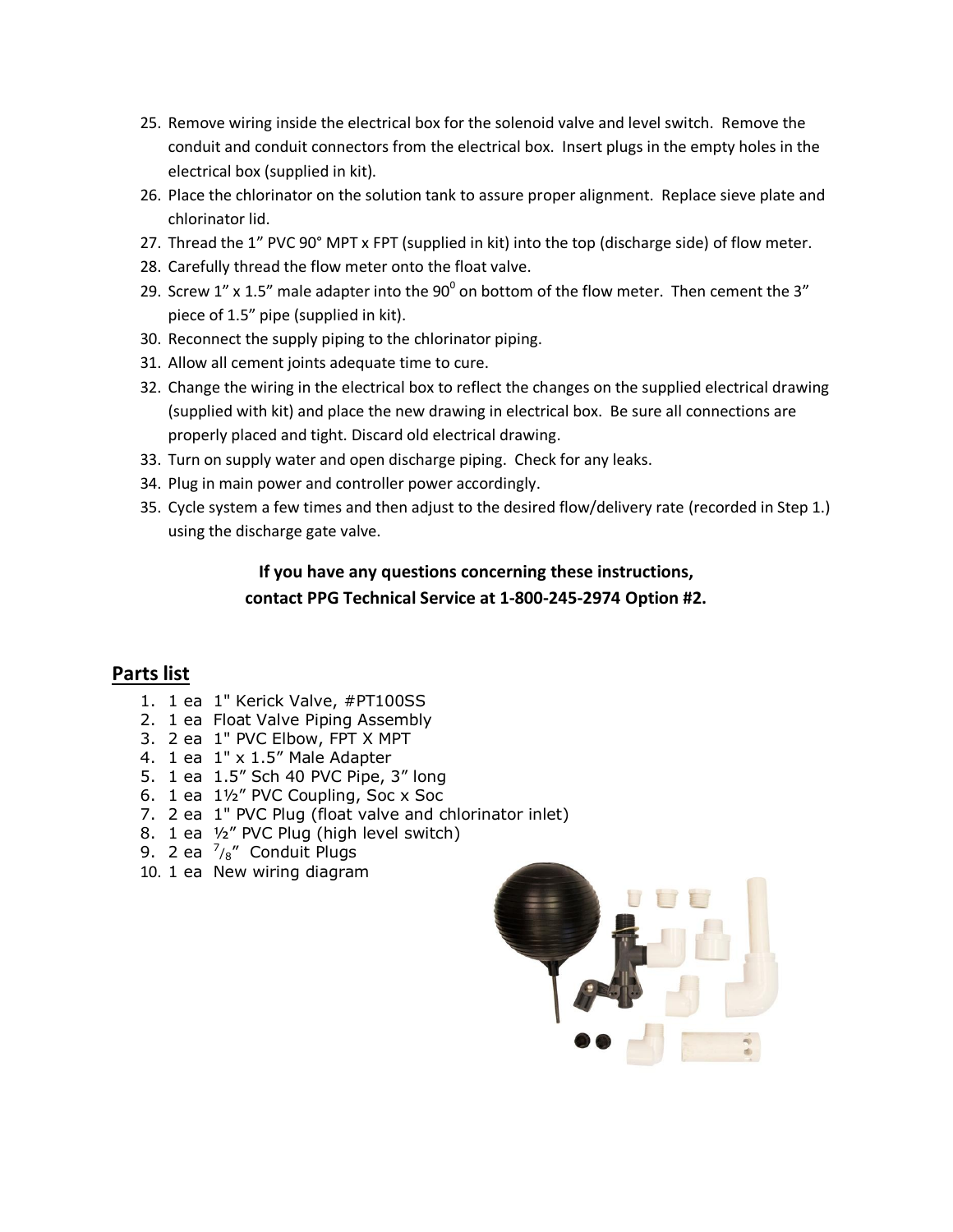25. Remove wiring inside the electrical box for the solenoid valve and level switch. Remove the conduit and conduit connectors from the electrical box. Insert plugs in the empty holes in the electrical box (supplied in kit).
26. Place the chlorinator on the solution tank to assure proper alignment. Replace sieve plate and chlorinator lid.
27. Thread the 1" PVC 90° MPT x FPT (supplied in kit) into the top (discharge side) of flow meter.
28. Carefully thread the flow meter onto the float valve.
29. Screw 1" x 1.5" male adapter into the $90^0$ on bottom of the flow meter. Then cement the 3" piece of 1.5" pipe (supplied in kit).
30. Reconnect the supply piping to the chlorinator piping.
31. Allow all cement joints adequate time to cure.
32. Change the wiring in the electrical box to reflect the changes on the supplied electrical drawing (supplied with kit) and place the new drawing in electrical box. Be sure all connections are properly placed and tight. Discard old electrical drawing.
33. Turn on supply water and open discharge piping. Check for any leaks.
34. Plug in main power and controller power accordingly.
35. Cycle system a few times and then adjust to the desired flow/delivery rate (recorded in Step 1.) using the discharge gate valve.

**If you have any questions concerning these instructions, contact PPG Technical Service at 1-800-245-2974 Option #2.**

## Parts list

1. 1 ea 1" Kerick Valve, #PT100SS
2. 1 ea Float Valve Piping Assembly
3. 2 ea 1" PVC Elbow, FPT X MPT
4. 1 ea 1" x 1.5" Male Adapter
5. 1 ea 1.5" Sch 40 PVC Pipe, 3" long
6. 1 ea 1½" PVC Coupling, Soc x Soc
7. 2 ea 1" PVC Plug (float valve and chlorinator inlet)
8. 1 ea ½" PVC Plug (high level switch)
9. 2 ea 7/8" Conduit Plugs
10. 1 ea New wiring diagram